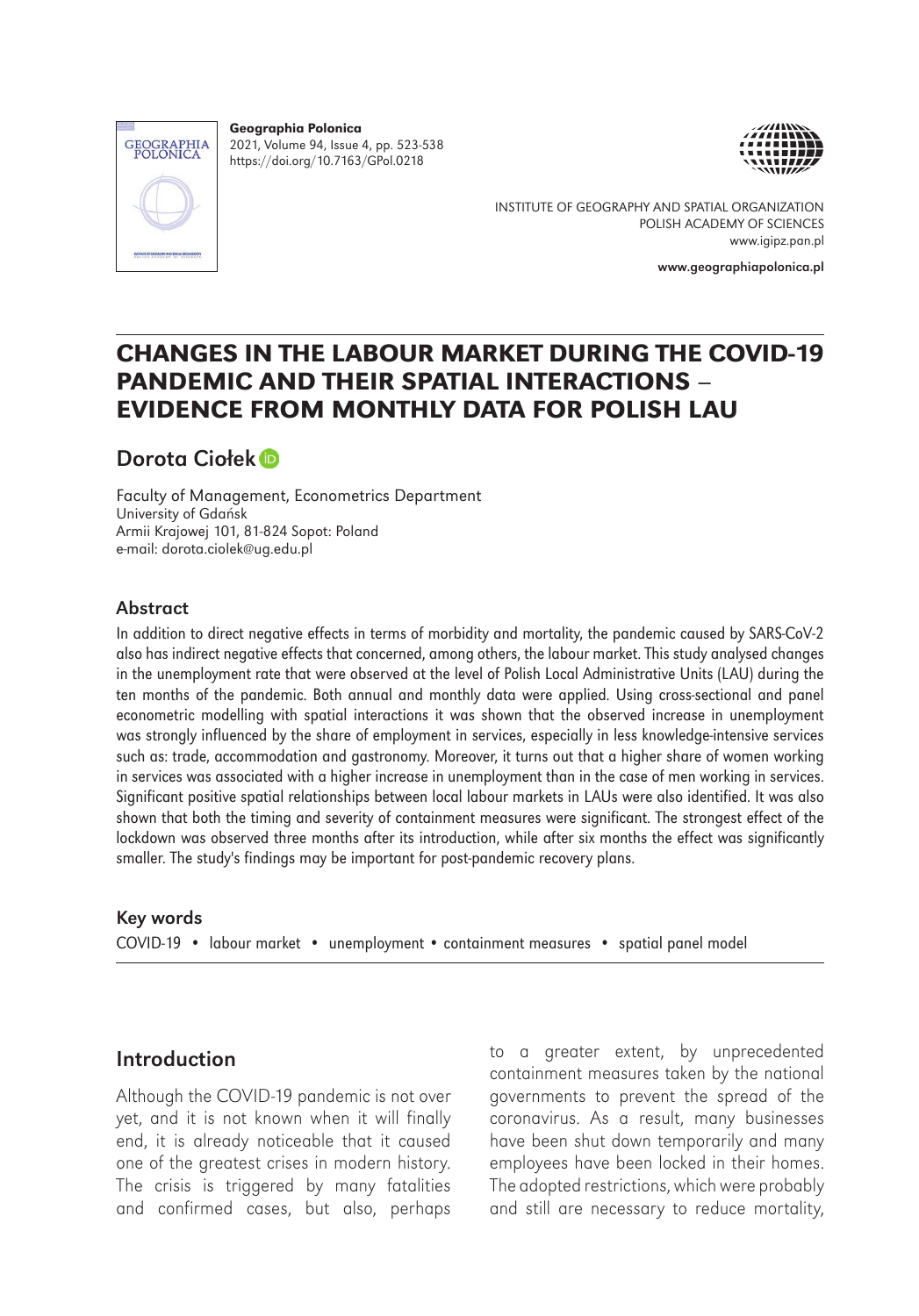**Geographia Polonica**
2021, Volume 94, Issue 4, pp. 523-538
https://doi.org/10.7163/GPol.0218

INSTITUTE OF GEOGRAPHY AND SPATIAL ORGANIZATION
POLISH ACADEMY OF SCIENCES
www.igipz.pan.pl

www.geographiapolonica.pl

# CHANGES IN THE LABOUR MARKET DURING THE COVID-19 PANDEMIC AND THEIR SPATIAL INTERACTIONS – EVIDENCE FROM MONTHLY DATA FOR POLISH LAU

## Dorota Ciołek

Faculty of Management, Econometrics Department
University of Gdańsk
Armii Krajowej 101, 81-824 Sopot: Poland
e-mail: dorota.ciolek@ug.edu.pl

### Abstract

In addition to direct negative effects in terms of morbidity and mortality, the pandemic caused by SARS-CoV-2 also has indirect negative effects that concerned, among others, the labour market. This study analysed changes in the unemployment rate that were observed at the level of Polish Local Administrative Units (LAU) during the ten months of the pandemic. Both annual and monthly data were applied. Using cross-sectional and panel econometric modelling with spatial interactions it was shown that the observed increase in unemployment was strongly influenced by the share of employment in services, especially in less knowledge-intensive services such as: trade, accommodation and gastronomy. Moreover, it turns out that a higher share of women working in services was associated with a higher increase in unemployment than in the case of men working in services. Significant positive spatial relationships between local labour markets in LAUs were also identified. It was also shown that both the timing and severity of containment measures were significant. The strongest effect of the lockdown was observed three months after its introduction, while after six months the effect was significantly smaller. The study's findings may be important for post-pandemic recovery plans.

### Key words

COVID-19 • labour market • unemployment • containment measures • spatial panel model

## Introduction

Although the COVID-19 pandemic is not over yet, and it is not known when it will finally end, it is already noticeable that it caused one of the greatest crises in modern history. The crisis is triggered by many fatalities and confirmed cases, but also, perhaps to a greater extent, by unprecedented containment measures taken by the national governments to prevent the spread of the coronavirus. As a result, many businesses have been shut down temporarily and many employees have been locked in their homes. The adopted restrictions, which were probably and still are necessary to reduce mortality,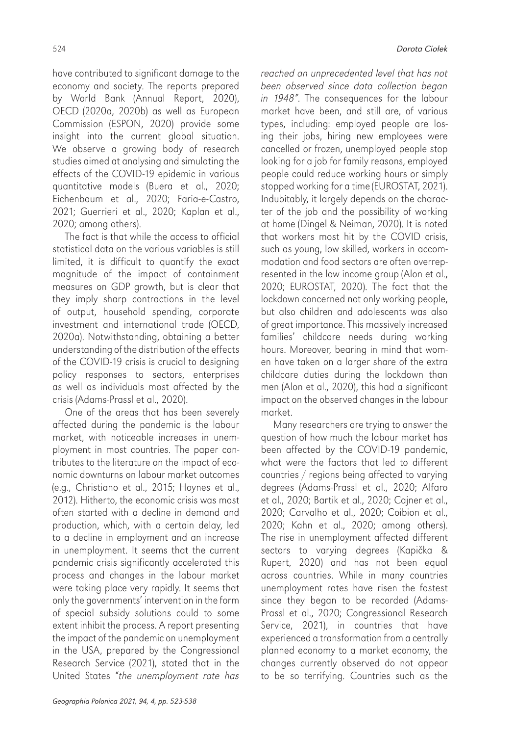have contributed to significant damage to the economy and society. The reports prepared by World Bank (Annual Report, 2020), OECD (2020a, 2020b) as well as European Commission (ESPON, 2020) provide some insight into the current global situation. We observe a growing body of research studies aimed at analysing and simulating the effects of the COVID-19 epidemic in various quantitative models (Buera et al., 2020; Eichenbaum et al., 2020; Faria-e-Castro, 2021; Guerrieri et al., 2020; Kaplan et al., 2020; among others).

The fact is that while the access to official statistical data on the various variables is still limited, it is difficult to quantify the exact magnitude of the impact of containment measures on GDP growth, but is clear that they imply sharp contractions in the level of output, household spending, corporate investment and international trade (OECD, 2020a). Notwithstanding, obtaining a better understanding of the distribution of the effects of the COVID-19 crisis is crucial to designing policy responses to sectors, enterprises as well as individuals most affected by the crisis (Adams-Prassl et al., 2020).

One of the areas that has been severely affected during the pandemic is the labour market, with noticeable increases in unemployment in most countries. The paper contributes to the literature on the impact of economic downturns on labour market outcomes (e.g., Christiano et al., 2015; Hoynes et al., 2012). Hitherto, the economic crisis was most often started with a decline in demand and production, which, with a certain delay, led to a decline in employment and an increase in unemployment. It seems that the current pandemic crisis significantly accelerated this process and changes in the labour market were taking place very rapidly. It seems that only the governments' intervention in the form of special subsidy solutions could to some extent inhibit the process. A report presenting the impact of the pandemic on unemployment in the USA, prepared by the Congressional Research Service (2021), stated that in the United States "*the unemployment rate has reached an unprecedented level that has not been observed since data collection began in 1948*". The consequences for the labour market have been, and still are, of various types, including: employed people are losing their jobs, hiring new employees were cancelled or frozen, unemployed people stop looking for a job for family reasons, employed people could reduce working hours or simply stopped working for a time (EUROSTAT, 2021). Indubitably, it largely depends on the character of the job and the possibility of working at home (Dingel & Neiman, 2020). It is noted that workers most hit by the COVID crisis, such as young, low skilled, workers in accommodation and food sectors are often overrepresented in the low income group (Alon et al., 2020; EUROSTAT, 2020). The fact that the lockdown concerned not only working people, but also children and adolescents was also of great importance. This massively increased families' childcare needs during working hours. Moreover, bearing in mind that women have taken on a larger share of the extra childcare duties during the lockdown than men (Alon et al., 2020), this had a significant impact on the observed changes in the labour market.

Many researchers are trying to answer the question of how much the labour market has been affected by the COVID-19 pandemic, what were the factors that led to different countries / regions being affected to varying degrees (Adams-Prassl et al., 2020; Alfaro et al., 2020; Bartik et al., 2020; Cajner et al., 2020; Carvalho et al., 2020; Coibion et al., 2020; Kahn et al., 2020; among others). The rise in unemployment affected different sectors to varying degrees (Kapička & Rupert, 2020) and has not been equal across countries. While in many countries unemployment rates have risen the fastest since they began to be recorded (Adams-Prassl et al., 2020; Congressional Research Service, 2021), in countries that have experienced a transformation from a centrally planned economy to a market economy, the changes currently observed do not appear to be so terrifying. Countries such as the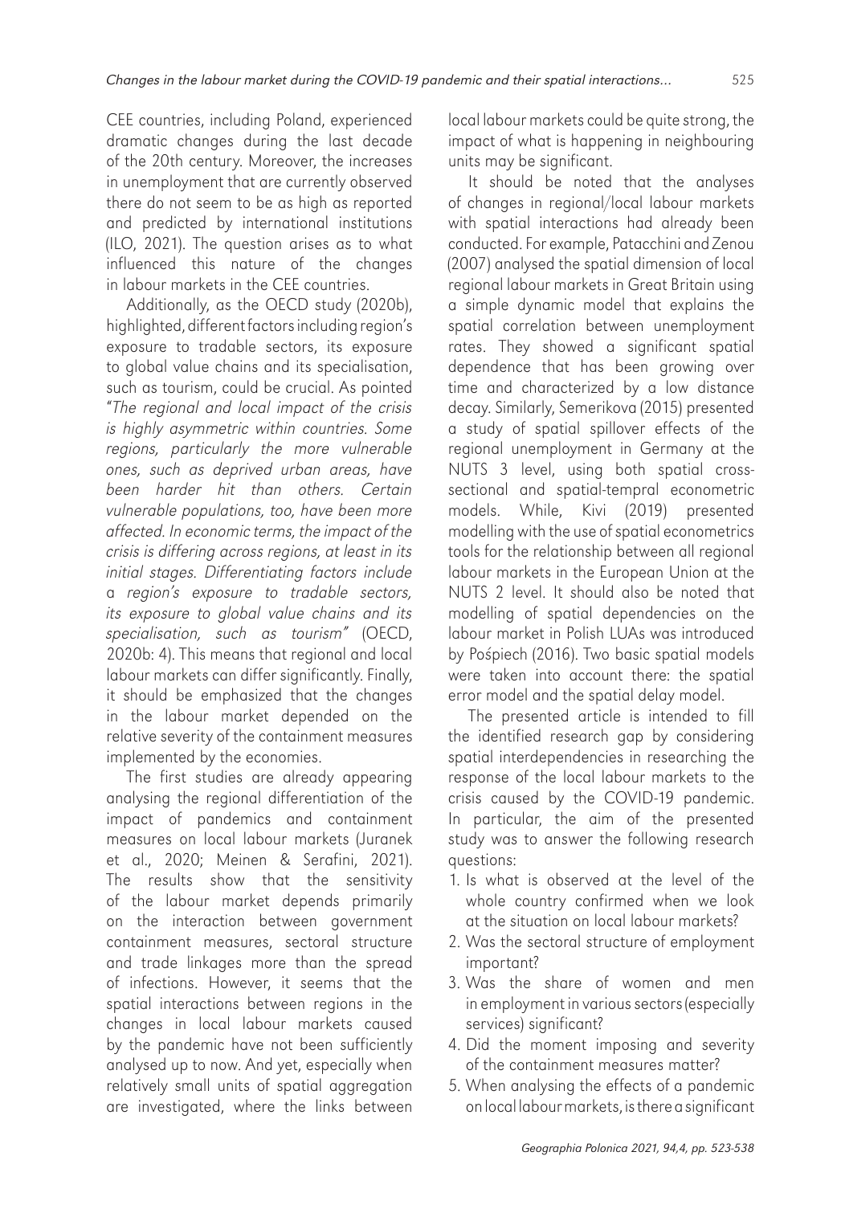CEE countries, including Poland, experienced dramatic changes during the last decade of the 20th century. Moreover, the increases in unemployment that are currently observed there do not seem to be as high as reported and predicted by international institutions (ILO, 2021). The question arises as to what influenced this nature of the changes in labour markets in the CEE countries.

Additionally, as the OECD study (2020b), highlighted, different factors including region's exposure to tradable sectors, its exposure to global value chains and its specialisation, such as tourism, could be crucial. As pointed "*The regional and local impact of the crisis is highly asymmetric within countries. Some regions, particularly the more vulnerable ones, such as deprived urban areas, have been harder hit than others. Certain vulnerable populations, too, have been more affected. In economic terms, the impact of the crisis is differing across regions, at least in its initial stages. Differentiating factors include a region's exposure to tradable sectors, its exposure to global value chains and its specialisation, such as tourism*" (OECD, 2020b: 4). This means that regional and local labour markets can differ significantly. Finally, it should be emphasized that the changes in the labour market depended on the relative severity of the containment measures implemented by the economies.

The first studies are already appearing analysing the regional differentiation of the impact of pandemics and containment measures on local labour markets (Juranek et al., 2020; Meinen & Serafini, 2021). The results show that the sensitivity of the labour market depends primarily on the interaction between government containment measures, sectoral structure and trade linkages more than the spread of infections. However, it seems that the spatial interactions between regions in the changes in local labour markets caused by the pandemic have not been sufficiently analysed up to now. And yet, especially when relatively small units of spatial aggregation are investigated, where the links between local labour markets could be quite strong, the impact of what is happening in neighbouring units may be significant.

It should be noted that the analyses of changes in regional/local labour markets with spatial interactions had already been conducted. For example, Patacchini and Zenou (2007) analysed the spatial dimension of local regional labour markets in Great Britain using a simple dynamic model that explains the spatial correlation between unemployment rates. They showed a significant spatial dependence that has been growing over time and characterized by a low distance decay. Similarly, Semerikova (2015) presented a study of spatial spillover effects of the regional unemployment in Germany at the NUTS 3 level, using both spatial cross-sectional and spatial-tempral econometric models. While, Kivi (2019) presented modelling with the use of spatial econometrics tools for the relationship between all regional labour markets in the European Union at the NUTS 2 level. It should also be noted that modelling of spatial dependencies on the labour market in Polish LUAs was introduced by Pośpiech (2016). Two basic spatial models were taken into account there: the spatial error model and the spatial delay model.

The presented article is intended to fill the identified research gap by considering spatial interdependencies in researching the response of the local labour markets to the crisis caused by the COVID-19 pandemic. In particular, the aim of the presented study was to answer the following research questions:

1. Is what is observed at the level of the whole country confirmed when we look at the situation on local labour markets?
2. Was the sectoral structure of employment important?
3. Was the share of women and men in employment in various sectors (especially services) significant?
4. Did the moment imposing and severity of the containment measures matter?
5. When analysing the effects of a pandemic on local labour markets, is there a significant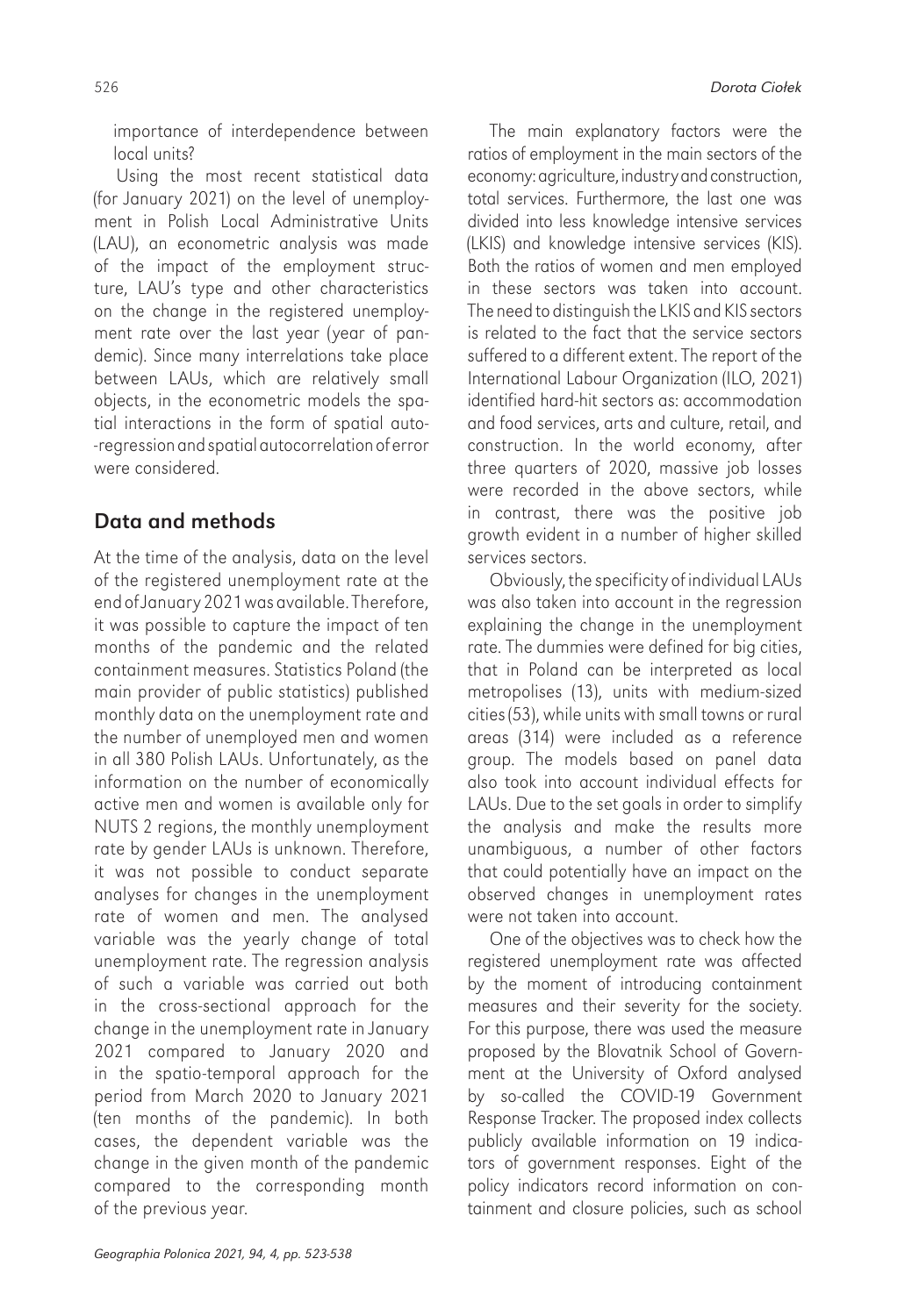importance of interdependence between local units?

Using the most recent statistical data (for January 2021) on the level of unemployment in Polish Local Administrative Units (LAU), an econometric analysis was made of the impact of the employment structure, LAU's type and other characteristics on the change in the registered unemployment rate over the last year (year of pandemic). Since many interrelations take place between LAUs, which are relatively small objects, in the econometric models the spatial interactions in the form of spatial auto-regression and spatial autocorrelation of error were considered.

## Data and methods

At the time of the analysis, data on the level of the registered unemployment rate at the end of January 2021 was available. Therefore, it was possible to capture the impact of ten months of the pandemic and the related containment measures. Statistics Poland (the main provider of public statistics) published monthly data on the unemployment rate and the number of unemployed men and women in all 380 Polish LAUs. Unfortunately, as the information on the number of economically active men and women is available only for NUTS 2 regions, the monthly unemployment rate by gender LAUs is unknown. Therefore, it was not possible to conduct separate analyses for changes in the unemployment rate of women and men. The analysed variable was the yearly change of total unemployment rate. The regression analysis of such a variable was carried out both in the cross-sectional approach for the change in the unemployment rate in January 2021 compared to January 2020 and in the spatio-temporal approach for the period from March 2020 to January 2021 (ten months of the pandemic). In both cases, the dependent variable was the change in the given month of the pandemic compared to the corresponding month of the previous year.

The main explanatory factors were the ratios of employment in the main sectors of the economy: agriculture, industry and construction, total services. Furthermore, the last one was divided into less knowledge intensive services (LKIS) and knowledge intensive services (KIS). Both the ratios of women and men employed in these sectors was taken into account. The need to distinguish the LKIS and KIS sectors is related to the fact that the service sectors suffered to a different extent. The report of the International Labour Organization (ILO, 2021) identified hard-hit sectors as: accommodation and food services, arts and culture, retail, and construction. In the world economy, after three quarters of 2020, massive job losses were recorded in the above sectors, while in contrast, there was the positive job growth evident in a number of higher skilled services sectors.

Obviously, the specificity of individual LAUs was also taken into account in the regression explaining the change in the unemployment rate. The dummies were defined for big cities, that in Poland can be interpreted as local metropolises (13), units with medium-sized cities (53), while units with small towns or rural areas (314) were included as a reference group. The models based on panel data also took into account individual effects for LAUs. Due to the set goals in order to simplify the analysis and make the results more unambiguous, a number of other factors that could potentially have an impact on the observed changes in unemployment rates were not taken into account.

One of the objectives was to check how the registered unemployment rate was affected by the moment of introducing containment measures and their severity for the society. For this purpose, there was used the measure proposed by the Blovatnik School of Government at the University of Oxford analysed by so-called the COVID-19 Government Response Tracker. The proposed index collects publicly available information on 19 indicators of government responses. Eight of the policy indicators record information on containment and closure policies, such as school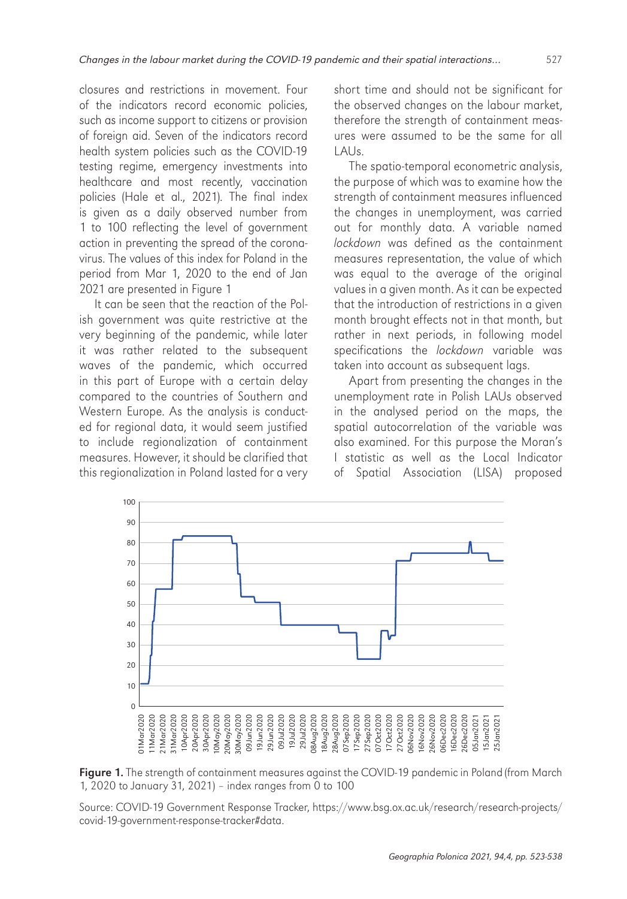closures and restrictions in movement. Four of the indicators record economic policies, such as income support to citizens or provision of foreign aid. Seven of the indicators record health system policies such as the COVID-19 testing regime, emergency investments into healthcare and most recently, vaccination policies (Hale et al., 2021). The final index is given as a daily observed number from 1 to 100 reflecting the level of government action in preventing the spread of the coronavirus. The values of this index for Poland in the period from Mar 1, 2020 to the end of Jan 2021 are presented in Figure 1

It can be seen that the reaction of the Polish government was quite restrictive at the very beginning of the pandemic, while later it was rather related to the subsequent waves of the pandemic, which occurred in this part of Europe with a certain delay compared to the countries of Southern and Western Europe. As the analysis is conducted for regional data, it would seem justified to include regionalization of containment measures. However, it should be clarified that this regionalization in Poland lasted for a very short time and should not be significant for the observed changes on the labour market, therefore the strength of containment measures were assumed to be the same for all LAUs.

The spatio-temporal econometric analysis, the purpose of which was to examine how the strength of containment measures influenced the changes in unemployment, was carried out for monthly data. A variable named *lockdown* was defined as the containment measures representation, the value of which was equal to the average of the original values in a given month. As it can be expected that the introduction of restrictions in a given month brought effects not in that month, but rather in next periods, in following model specifications the *lockdown* variable was taken into account as subsequent lags.

Apart from presenting the changes in the unemployment rate in Polish LAUs observed in the analysed period on the maps, the spatial autocorrelation of the variable was also examined. For this purpose the Moran's I statistic as well as the Local Indicator of Spatial Association (LISA) proposed

**Figure 1.** The strength of containment measures against the COVID-19 pandemic in Poland (from March 1, 2020 to January 31, 2021) – index ranges from 0 to 100

Source: COVID-19 Government Response Tracker, https://www.bsg.ox.ac.uk/research/research-projects/covid-19-government-response-tracker#data.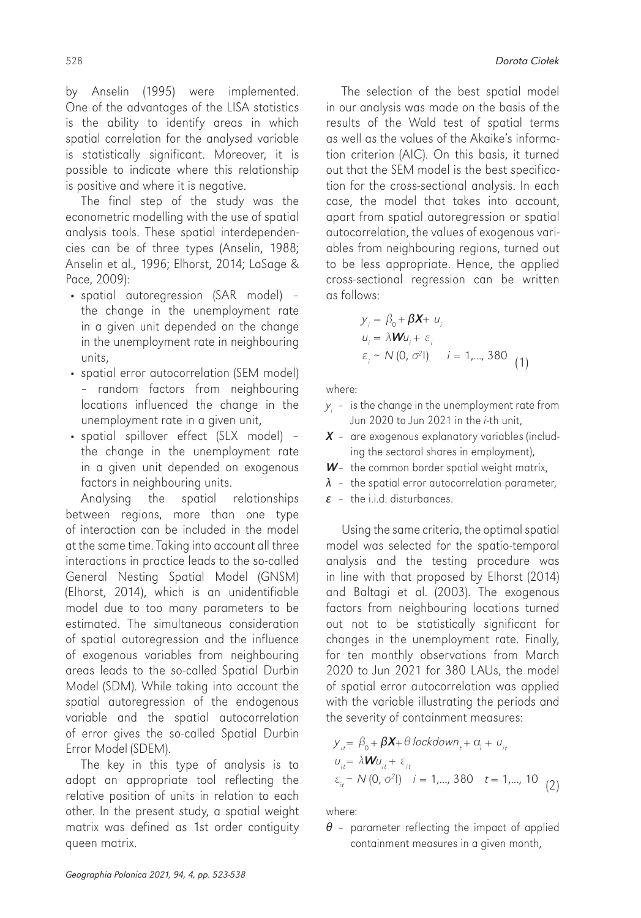by Anselin (1995) were implemented. One of the advantages of the LISA statistics is the ability to identify areas in which spatial correlation for the analysed variable is statistically significant. Moreover, it is possible to indicate where this relationship is positive and where it is negative.

The final step of the study was the econometric modelling with the use of spatial analysis tools. These spatial interdependencies can be of three types (Anselin, 1988; Anselin et al., 1996; Elhorst, 2014; LaSage & Pace, 2009):

- spatial autoregression (SAR model) – the change in the unemployment rate in a given unit depended on the change in the unemployment rate in neighbouring units,
- spatial error autocorrelation (SEM model) – random factors from neighbouring locations influenced the change in the unemployment rate in a given unit,
- spatial spillover effect (SLX model) – the change in the unemployment rate in a given unit depended on exogenous factors in neighbouring units.

Analysing the spatial relationships between regions, more than one type of interaction can be included in the model at the same time. Taking into account all three interactions in practice leads to the so-called General Nesting Spatial Model (GNSM) (Elhorst, 2014), which is an unidentifiable model due to too many parameters to be estimated. The simultaneous consideration of spatial autoregression and the influence of exogenous variables from neighbouring areas leads to the so-called Spatial Durbin Model (SDM). While taking into account the spatial autoregression of the endogenous variable and the spatial autocorrelation of error gives the so-called Spatial Durbin Error Model (SDEM).

The key in this type of analysis is to adopt an appropriate tool reflecting the relative position of units in relation to each other. In the present study, a spatial weight matrix was defined as 1st order contiguity queen matrix.

The selection of the best spatial model in our analysis was made on the basis of the results of the Wald test of spatial terms as well as the values of the Akaike's information criterion (AIC). On this basis, it turned out that the SEM model is the best specification for the cross-sectional analysis. In each case, the model that takes into account, apart from spatial autoregression or spatial autocorrelation, the values of exogenous variables from neighbouring regions, turned out to be less appropriate. Hence, the applied cross-sectional regression can be written as follows:

$$
\begin{aligned}
y_i &= \beta_0 + \boldsymbol{\beta X} + u_i \\
u_i &= \lambda \boldsymbol{W} u_i + \varepsilon_i \\
\varepsilon_i &\sim N(0, \sigma^2 I) \quad i = 1, \ldots, 380
\end{aligned} \tag{1}
$$

where:

- $y_i$ – is the change in the unemployment rate from Jun 2020 to Jun 2021 in the $i$-th unit,
- $\boldsymbol{X}$ – are exogenous explanatory variables (including the sectoral shares in employment),
- $\boldsymbol{W}$ – the common border spatial weight matrix,
- $\lambda$ – the spatial error autocorrelation parameter,
- $\varepsilon$ – the i.i.d. disturbances.

Using the same criteria, the optimal spatial model was selected for the spatio-temporal analysis and the testing procedure was in line with that proposed by Elhorst (2014) and Baltagi et al. (2003). The exogenous factors from neighbouring locations turned out not to be statistically significant for changes in the unemployment rate. Finally, for ten monthly observations from March 2020 to Jun 2021 for 380 LAUs, the model of spatial error autocorrelation was applied with the variable illustrating the periods and the severity of containment measures:

$$
\begin{aligned}
y_{it} &= \beta_0 + \boldsymbol{\beta X} + \theta\, lockdown_t + \alpha_i + u_{it} \\
u_{it} &= \lambda \boldsymbol{W} u_{it} + \varepsilon_{it} \\
\varepsilon_{it} &\sim N(0, \sigma^2 I) \quad i = 1, \ldots, 380 \quad t = 1, \ldots, 10
\end{aligned} \tag{2}
$$

where:

- $\theta$ – parameter reflecting the impact of applied containment measures in a given month,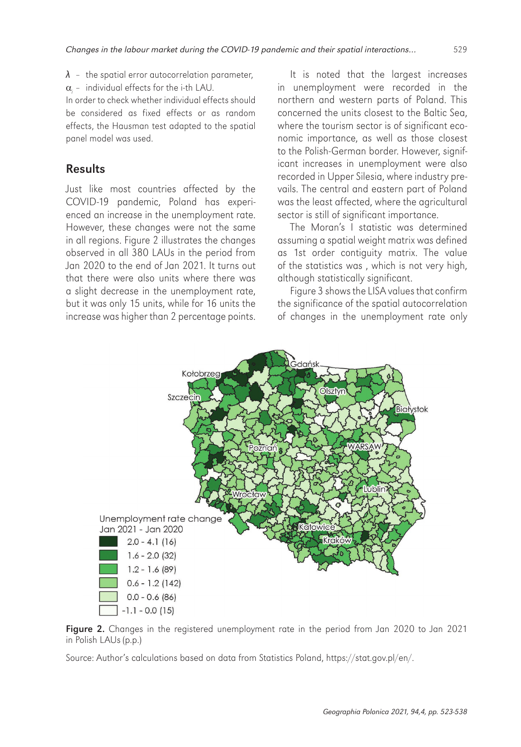$\lambda$ – the spatial error autocorrelation parameter,

$\alpha_i$ – individual effects for the i-th LAU.

In order to check whether individual effects should be considered as fixed effects or as random effects, the Hausman test adapted to the spatial panel model was used.

## Results

Just like most countries affected by the COVID-19 pandemic, Poland has experienced an increase in the unemployment rate. However, these changes were not the same in all regions. Figure 2 illustrates the changes observed in all 380 LAUs in the period from Jan 2020 to the end of Jan 2021. It turns out that there were also units where there was a slight decrease in the unemployment rate, but it was only 15 units, while for 16 units the increase was higher than 2 percentage points.

It is noted that the largest increases in unemployment were recorded in the northern and western parts of Poland. This concerned the units closest to the Baltic Sea, where the tourism sector is of significant economic importance, as well as those closest to the Polish-German border. However, significant increases in unemployment were also recorded in Upper Silesia, where industry prevails. The central and eastern part of Poland was the least affected, where the agricultural sector is still of significant importance.

The Moran's I statistic was determined assuming a spatial weight matrix was defined as 1st order contiguity matrix. The value of the statistics was , which is not very high, although statistically significant.

Figure 3 shows the LISA values that confirm the significance of the spatial autocorrelation of changes in the unemployment rate only

**Figure 2.** Changes in the registered unemployment rate in the period from Jan 2020 to Jan 2021 in Polish LAUs (p.p.)

Source: Author's calculations based on data from Statistics Poland, https://stat.gov.pl/en/.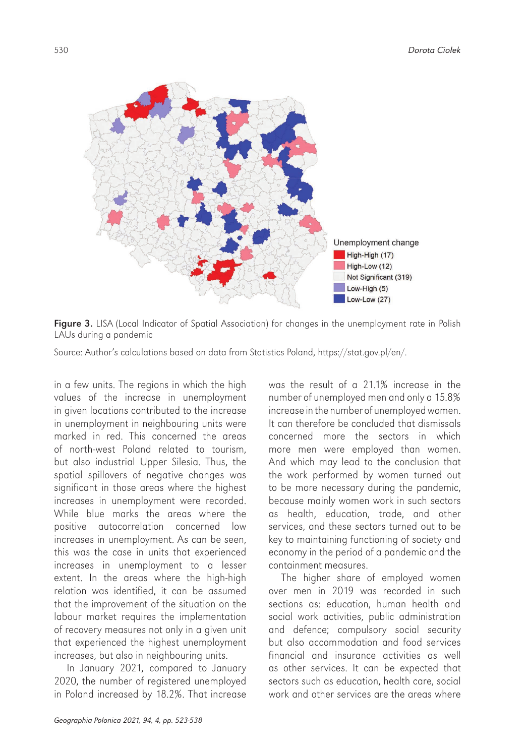Figure 3. LISA (Local Indicator of Spatial Association) for changes in the unemployment rate in Polish LAUs during a pandemic

Source: Author's calculations based on data from Statistics Poland, https://stat.gov.pl/en/.

in a few units. The regions in which the high values of the increase in unemployment in given locations contributed to the increase in unemployment in neighbouring units were marked in red. This concerned the areas of north-west Poland related to tourism, but also industrial Upper Silesia. Thus, the spatial spillovers of negative changes was significant in those areas where the highest increases in unemployment were recorded. While blue marks the areas where the positive autocorrelation concerned low increases in unemployment. As can be seen, this was the case in units that experienced increases in unemployment to a lesser extent. In the areas where the high-high relation was identified, it can be assumed that the improvement of the situation on the labour market requires the implementation of recovery measures not only in a given unit that experienced the highest unemployment increases, but also in neighbouring units.

In January 2021, compared to January 2020, the number of registered unemployed in Poland increased by 18.2%. That increase was the result of a 21.1% increase in the number of unemployed men and only a 15.8% increase in the number of unemployed women. It can therefore be concluded that dismissals concerned more the sectors in which more men were employed than women. And which may lead to the conclusion that the work performed by women turned out to be more necessary during the pandemic, because mainly women work in such sectors as health, education, trade, and other services, and these sectors turned out to be key to maintaining functioning of society and economy in the period of a pandemic and the containment measures.

The higher share of employed women over men in 2019 was recorded in such sections as: education, human health and social work activities, public administration and defence; compulsory social security but also accommodation and food services financial and insurance activities as well as other services. It can be expected that sectors such as education, health care, social work and other services are the areas where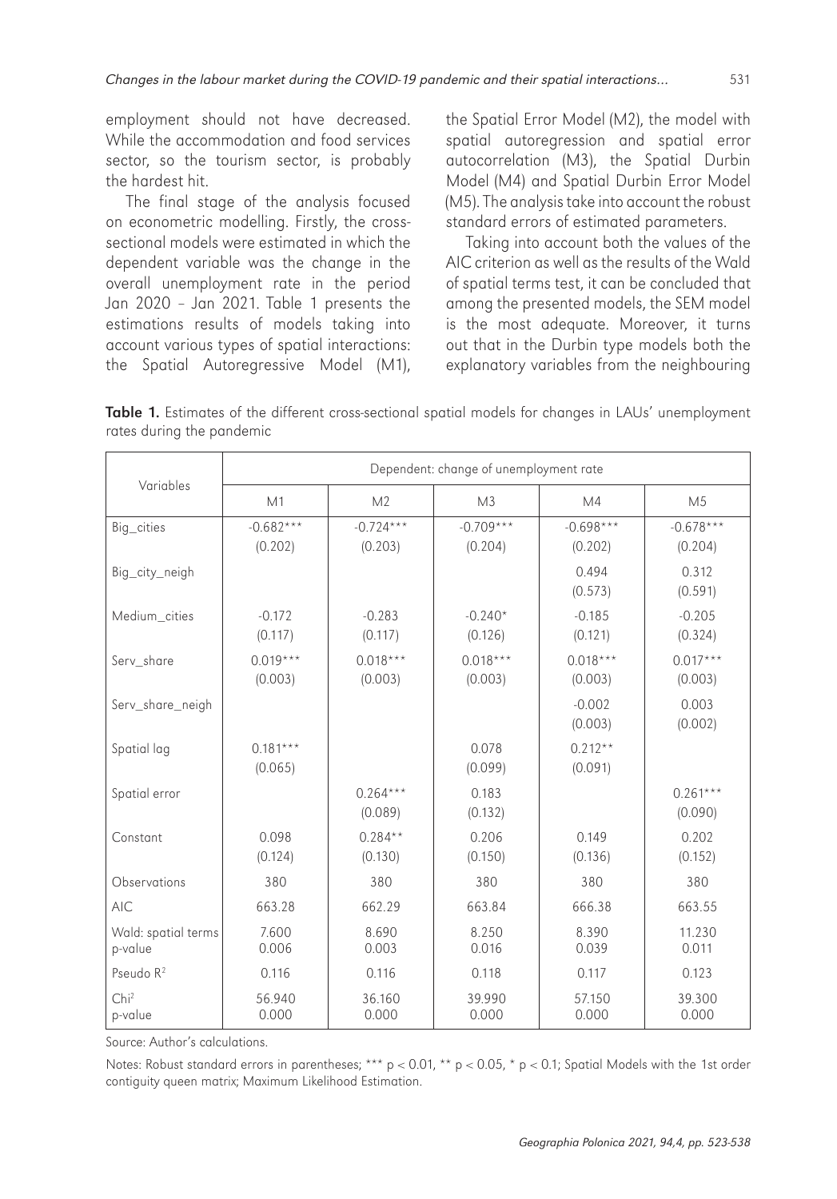employment should not have decreased. While the accommodation and food services sector, so the tourism sector, is probably the hardest hit.

The final stage of the analysis focused on econometric modelling. Firstly, the cross-sectional models were estimated in which the dependent variable was the change in the overall unemployment rate in the period Jan 2020 – Jan 2021. Table 1 presents the estimations results of models taking into account various types of spatial interactions: the Spatial Autoregressive Model (M1), the Spatial Error Model (M2), the model with spatial autoregression and spatial error autocorrelation (M3), the Spatial Durbin Model (M4) and Spatial Durbin Error Model (M5). The analysis take into account the robust standard errors of estimated parameters.

Taking into account both the values of the AIC criterion as well as the results of the Wald of spatial terms test, it can be concluded that among the presented models, the SEM model is the most adequate. Moreover, it turns out that in the Durbin type models both the explanatory variables from the neighbouring

**Table 1.** Estimates of the different cross-sectional spatial models for changes in LAUs' unemployment rates during the pandemic

| Variables | Dependent: change of unemployment rate | | | | |
|---|---|---|---|---|---|
| | M1 | M2 | M3 | M4 | M5 |
| Big_cities | -0.682*** (0.202) | -0.724*** (0.203) | -0.709*** (0.204) | -0.698*** (0.202) | -0.678*** (0.204) |
| Big_city_neigh | | | | 0.494 (0.573) | 0.312 (0.591) |
| Medium_cities | -0.172 (0.117) | -0.283 (0.117) | -0.240* (0.126) | -0.185 (0.121) | -0.205 (0.324) |
| Serv_share | 0.019*** (0.003) | 0.018*** (0.003) | 0.018*** (0.003) | 0.018*** (0.003) | 0.017*** (0.003) |
| Serv_share_neigh | | | | -0.002 (0.003) | 0.003 (0.002) |
| Spatial lag | 0.181*** (0.065) | | 0.078 (0.099) | 0.212** (0.091) | |
| Spatial error | | 0.264*** (0.089) | 0.183 (0.132) | | 0.261*** (0.090) |
| Constant | 0.098 (0.124) | 0.284** (0.130) | 0.206 (0.150) | 0.149 (0.136) | 0.202 (0.152) |
| Observations | 380 | 380 | 380 | 380 | 380 |
| AIC | 663.28 | 662.29 | 663.84 | 666.38 | 663.55 |
| Wald: spatial terms p-value | 7.600 0.006 | 8.690 0.003 | 8.250 0.016 | 8.390 0.039 | 11.230 0.011 |
| Pseudo $R^2$ | 0.116 | 0.116 | 0.118 | 0.117 | 0.123 |
| $Chi^2$ p-value | 56.940 0.000 | 36.160 0.000 | 39.990 0.000 | 57.150 0.000 | 39.300 0.000 |

Source: Author's calculations.

Notes: Robust standard errors in parentheses; *** $p < 0.01$, ** $p < 0.05$, * $p < 0.1$; Spatial Models with the 1st order contiguity queen matrix; Maximum Likelihood Estimation.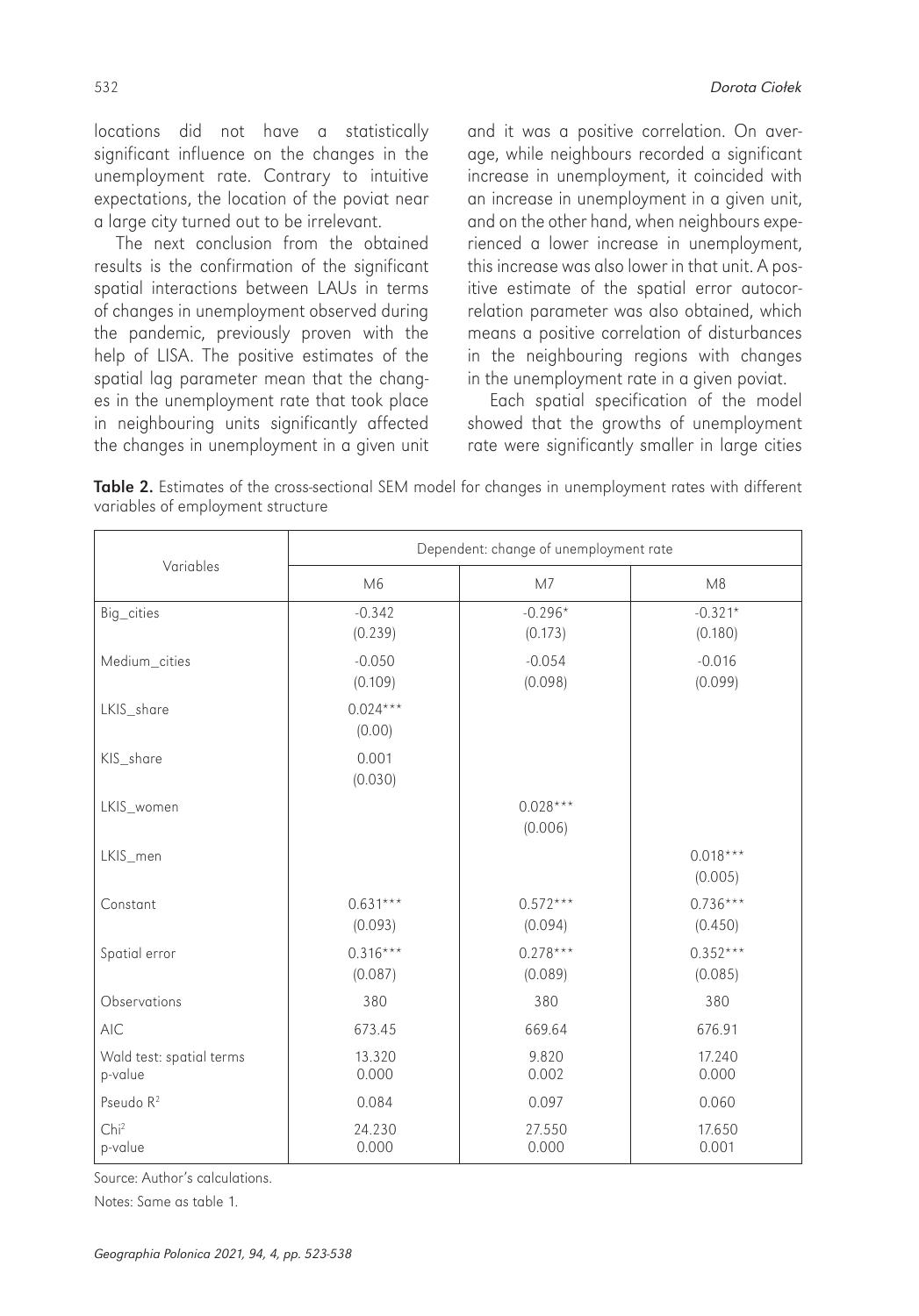locations did not have a statistically significant influence on the changes in the unemployment rate. Contrary to intuitive expectations, the location of the poviat near a large city turned out to be irrelevant.

The next conclusion from the obtained results is the confirmation of the significant spatial interactions between LAUs in terms of changes in unemployment observed during the pandemic, previously proven with the help of LISA. The positive estimates of the spatial lag parameter mean that the changes in the unemployment rate that took place in neighbouring units significantly affected the changes in unemployment in a given unit and it was a positive correlation. On average, while neighbours recorded a significant increase in unemployment, it coincided with an increase in unemployment in a given unit, and on the other hand, when neighbours experienced a lower increase in unemployment, this increase was also lower in that unit. A positive estimate of the spatial error autocorrelation parameter was also obtained, which means a positive correlation of disturbances in the neighbouring regions with changes in the unemployment rate in a given poviat.

Each spatial specification of the model showed that the growths of unemployment rate were significantly smaller in large cities

**Table 2.** Estimates of the cross-sectional SEM model for changes in unemployment rates with different variables of employment structure

| Variables | Dependent: change of unemployment rate | | |
|---|---|---|---|
| | M6 | M7 | M8 |
| Big_cities | -0.342<br>(0.239) | -0.296*<br>(0.173) | -0.321*<br>(0.180) |
| Medium_cities | -0.050<br>(0.109) | -0.054<br>(0.098) | -0.016<br>(0.099) |
| LKIS_share | 0.024***<br>(0.00) | | |
| KIS_share | 0.001<br>(0.030) | | |
| LKIS_women | | 0.028***<br>(0.006) | |
| LKIS_men | | | 0.018***<br>(0.005) |
| Constant | 0.631***<br>(0.093) | 0.572***<br>(0.094) | 0.736***<br>(0.450) |
| Spatial error | 0.316***<br>(0.087) | 0.278***<br>(0.089) | 0.352***<br>(0.085) |
| Observations | 380 | 380 | 380 |
| AIC | 673.45 | 669.64 | 676.91 |
| Wald test: spatial terms<br>p-value | 13.320<br>0.000 | 9.820<br>0.002 | 17.240<br>0.000 |
| Pseudo $R^2$ | 0.084 | 0.097 | 0.060 |
| $Chi^2$<br>p-value | 24.230<br>0.000 | 27.550<br>0.000 | 17.650<br>0.001 |

Source: Author's calculations.

Notes: Same as table 1.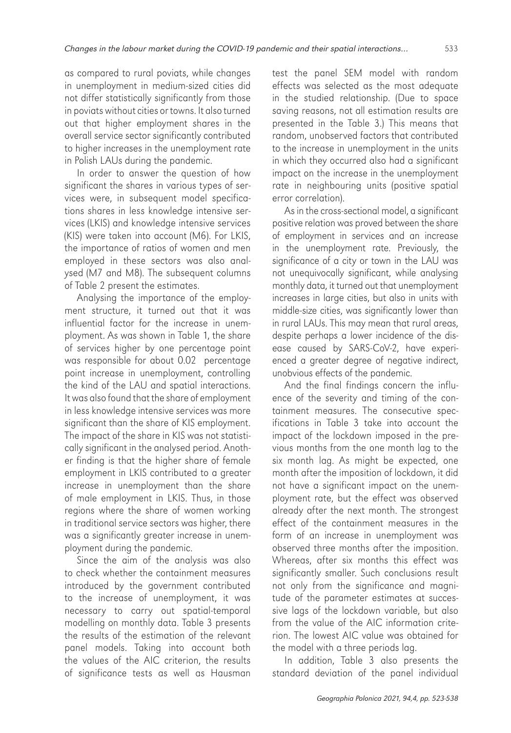as compared to rural poviats, while changes in unemployment in medium-sized cities did not differ statistically significantly from those in poviats without cities or towns. It also turned out that higher employment shares in the overall service sector significantly contributed to higher increases in the unemployment rate in Polish LAUs during the pandemic.

In order to answer the question of how significant the shares in various types of services were, in subsequent model specifications shares in less knowledge intensive services (LKIS) and knowledge intensive services (KIS) were taken into account (M6). For LKIS, the importance of ratios of women and men employed in these sectors was also analysed (M7 and M8). The subsequent columns of Table 2 present the estimates.

Analysing the importance of the employment structure, it turned out that it was influential factor for the increase in unemployment. As was shown in Table 1, the share of services higher by one percentage point was responsible for about 0.02 percentage point increase in unemployment, controlling the kind of the LAU and spatial interactions. It was also found that the share of employment in less knowledge intensive services was more significant than the share of KIS employment. The impact of the share in KIS was not statistically significant in the analysed period. Another finding is that the higher share of female employment in LKIS contributed to a greater increase in unemployment than the share of male employment in LKIS. Thus, in those regions where the share of women working in traditional service sectors was higher, there was a significantly greater increase in unemployment during the pandemic.

Since the aim of the analysis was also to check whether the containment measures introduced by the government contributed to the increase of unemployment, it was necessary to carry out spatial-temporal modelling on monthly data. Table 3 presents the results of the estimation of the relevant panel models. Taking into account both the values of the AIC criterion, the results of significance tests as well as Hausman test the panel SEM model with random effects was selected as the most adequate in the studied relationship. (Due to space saving reasons, not all estimation results are presented in the Table 3.) This means that random, unobserved factors that contributed to the increase in unemployment in the units in which they occurred also had a significant impact on the increase in the unemployment rate in neighbouring units (positive spatial error correlation).

As in the cross-sectional model, a significant positive relation was proved between the share of employment in services and an increase in the unemployment rate. Previously, the significance of a city or town in the LAU was not unequivocally significant, while analysing monthly data, it turned out that unemployment increases in large cities, but also in units with middle-size cities, was significantly lower than in rural LAUs. This may mean that rural areas, despite perhaps a lower incidence of the disease caused by SARS-CoV-2, have experienced a greater degree of negative indirect, unobvious effects of the pandemic.

And the final findings concern the influence of the severity and timing of the containment measures. The consecutive specifications in Table 3 take into account the impact of the lockdown imposed in the previous months from the one month lag to the six month lag. As might be expected, one month after the imposition of lockdown, it did not have a significant impact on the unemployment rate, but the effect was observed already after the next month. The strongest effect of the containment measures in the form of an increase in unemployment was observed three months after the imposition. Whereas, after six months this effect was significantly smaller. Such conclusions result not only from the significance and magnitude of the parameter estimates at successive lags of the lockdown variable, but also from the value of the AIC information criterion. The lowest AIC value was obtained for the model with a three periods lag.

In addition, Table 3 also presents the standard deviation of the panel individual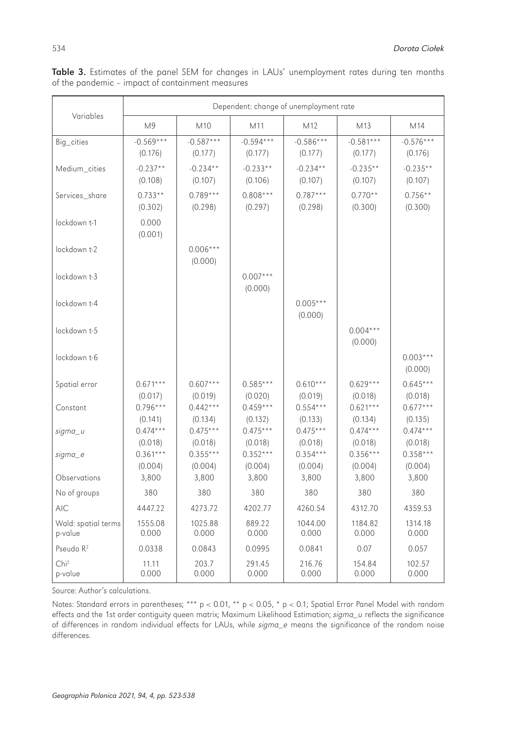**Table 3.** Estimates of the panel SEM for changes in LAUs' unemployment rates during ten months of the pandemic – impact of containment measures

| Variables | Dependent: change of unemployment rate | | | | | |
|---|---|---|---|---|---|---|
| | M9 | M10 | M11 | M12 | M13 | M14 |
| Big_cities | -0.569***<br>(0.176) | -0.587***<br>(0.177) | -0.594***<br>(0.177) | -0.586***<br>(0.177) | -0.581***<br>(0.177) | -0.576***<br>(0.176) |
| Medium_cities | -0.237**<br>(0.108) | -0.234**<br>(0.107) | -0.233**<br>(0.106) | -0.234**<br>(0.107) | -0.235**<br>(0.107) | -0.235**<br>(0.107) |
| Services_share | 0.733**<br>(0.302) | 0.789***<br>(0.298) | 0.808***<br>(0.297) | 0.787***<br>(0.298) | 0.770**<br>(0.300) | 0.756**<br>(0.300) |
| lockdown t-1 | 0.000<br>(0.001) | | | | | |
| lockdown t-2 | | 0.006***<br>(0.000) | | | | |
| lockdown t-3 | | | 0.007***<br>(0.000) | | | |
| lockdown t-4 | | | | 0.005***<br>(0.000) | | |
| lockdown t-5 | | | | | 0.004***<br>(0.000) | |
| lockdown t-6 | | | | | | 0.003***<br>(0.000) |
| Spatial error | 0.671***<br>(0.017) | 0.607***<br>(0.019) | 0.585***<br>(0.020) | 0.610***<br>(0.019) | 0.629***<br>(0.018) | 0.645***<br>(0.018) |
| Constant | 0.796***<br>(0.141) | 0.442***<br>(0.134) | 0.459***<br>(0.132) | 0.554***<br>(0.133) | 0.621***<br>(0.134) | 0.677***<br>(0.135) |
| *sigma_u* | 0.474***<br>(0.018) | 0.475***<br>(0.018) | 0.475***<br>(0.018) | 0.475***<br>(0.018) | 0.474***<br>(0.018) | 0.474***<br>(0.018) |
| *sigma_e* | 0.361***<br>(0.004) | 0.355***<br>(0.004) | 0.352***<br>(0.004) | 0.354***<br>(0.004) | 0.356***<br>(0.004) | 0.358***<br>(0.004) |
| Observations | 3,800 | 3,800 | 3,800 | 3,800 | 3,800 | 3,800 |
| No of groups | 380 | 380 | 380 | 380 | 380 | 380 |
| AIC | 4447.22 | 4273.72 | 4202.77 | 4260.54 | 4312.70 | 4359.53 |
| Wald: spatial terms<br>p-value | 1555.08<br>0.000 | 1025.88<br>0.000 | 889.22<br>0.000 | 1044.00<br>0.000 | 1184.82<br>0.000 | 1314.18<br>0.000 |
| Pseudo $R^2$ | 0.0338 | 0.0843 | 0.0995 | 0.0841 | 0.07 | 0.057 |
| $Chi^2$<br>p-value | 11.11<br>0.000 | 203.7<br>0.000 | 291.45<br>0.000 | 216.76<br>0.000 | 154.84<br>0.000 | 102.57<br>0.000 |

Source: Author's calculations.

Notes: Standard errors in parentheses; *** $p < 0.01$, ** $p < 0.05$, * $p < 0.1$; Spatial Error Panel Model with random effects and the 1st order contiguity queen matrix; Maximum Likelihood Estimation; *sigma_u* reflects the significance of differences in random individual effects for LAUs, while *sigma_e* means the significance of the random noise differences.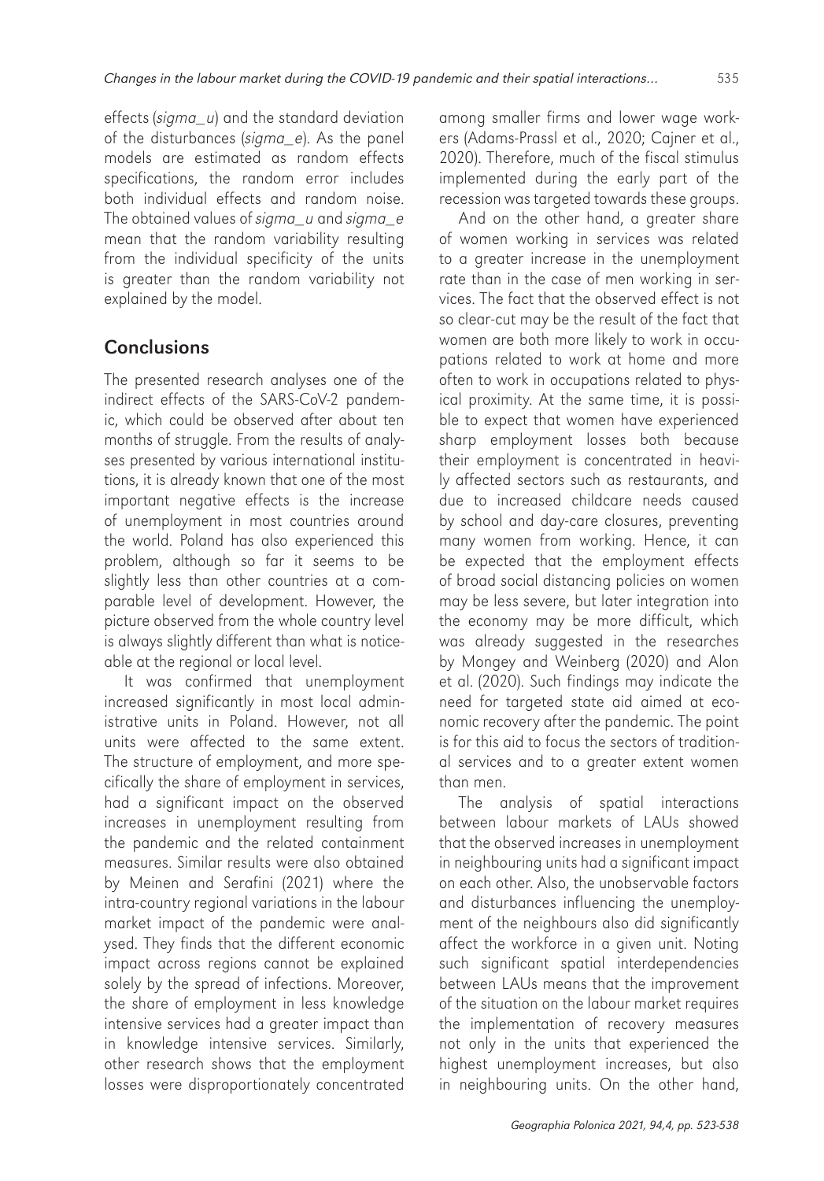effects (*sigma_u*) and the standard deviation of the disturbances (*sigma_e*). As the panel models are estimated as random effects specifications, the random error includes both individual effects and random noise. The obtained values of *sigma_u* and *sigma_e* mean that the random variability resulting from the individual specificity of the units is greater than the random variability not explained by the model.

## Conclusions

The presented research analyses one of the indirect effects of the SARS-CoV-2 pandemic, which could be observed after about ten months of struggle. From the results of analyses presented by various international institutions, it is already known that one of the most important negative effects is the increase of unemployment in most countries around the world. Poland has also experienced this problem, although so far it seems to be slightly less than other countries at a comparable level of development. However, the picture observed from the whole country level is always slightly different than what is noticeable at the regional or local level.

It was confirmed that unemployment increased significantly in most local administrative units in Poland. However, not all units were affected to the same extent. The structure of employment, and more specifically the share of employment in services, had a significant impact on the observed increases in unemployment resulting from the pandemic and the related containment measures. Similar results were also obtained by Meinen and Serafini (2021) where the intra-country regional variations in the labour market impact of the pandemic were analysed. They finds that the different economic impact across regions cannot be explained solely by the spread of infections. Moreover, the share of employment in less knowledge intensive services had a greater impact than in knowledge intensive services. Similarly, other research shows that the employment losses were disproportionately concentrated among smaller firms and lower wage workers (Adams-Prassl et al., 2020; Cajner et al., 2020). Therefore, much of the fiscal stimulus implemented during the early part of the recession was targeted towards these groups.

And on the other hand, a greater share of women working in services was related to a greater increase in the unemployment rate than in the case of men working in services. The fact that the observed effect is not so clear-cut may be the result of the fact that women are both more likely to work in occupations related to work at home and more often to work in occupations related to physical proximity. At the same time, it is possible to expect that women have experienced sharp employment losses both because their employment is concentrated in heavily affected sectors such as restaurants, and due to increased childcare needs caused by school and day-care closures, preventing many women from working. Hence, it can be expected that the employment effects of broad social distancing policies on women may be less severe, but later integration into the economy may be more difficult, which was already suggested in the researches by Mongey and Weinberg (2020) and Alon et al. (2020). Such findings may indicate the need for targeted state aid aimed at economic recovery after the pandemic. The point is for this aid to focus the sectors of traditional services and to a greater extent women than men.

The analysis of spatial interactions between labour markets of LAUs showed that the observed increases in unemployment in neighbouring units had a significant impact on each other. Also, the unobservable factors and disturbances influencing the unemployment of the neighbours also did significantly affect the workforce in a given unit. Noting such significant spatial interdependencies between LAUs means that the improvement of the situation on the labour market requires the implementation of recovery measures not only in the units that experienced the highest unemployment increases, but also in neighbouring units. On the other hand,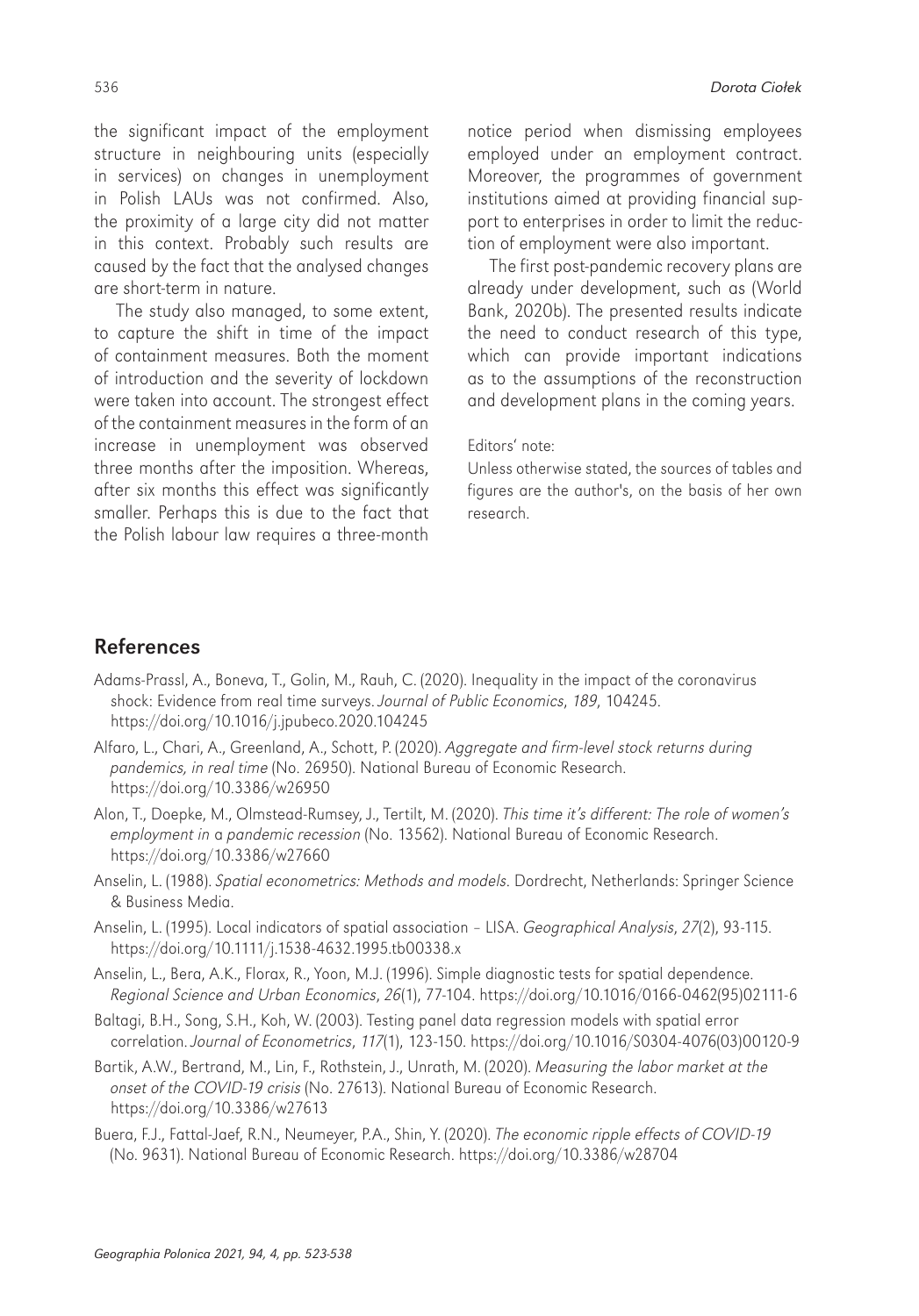the significant impact of the employment structure in neighbouring units (especially in services) on changes in unemployment in Polish LAUs was not confirmed. Also, the proximity of a large city did not matter in this context. Probably such results are caused by the fact that the analysed changes are short-term in nature.

The study also managed, to some extent, to capture the shift in time of the impact of containment measures. Both the moment of introduction and the severity of lockdown were taken into account. The strongest effect of the containment measures in the form of an increase in unemployment was observed three months after the imposition. Whereas, after six months this effect was significantly smaller. Perhaps this is due to the fact that the Polish labour law requires a three-month notice period when dismissing employees employed under an employment contract. Moreover, the programmes of government institutions aimed at providing financial support to enterprises in order to limit the reduction of employment were also important.

The first post-pandemic recovery plans are already under development, such as (World Bank, 2020b). The presented results indicate the need to conduct research of this type, which can provide important indications as to the assumptions of the reconstruction and development plans in the coming years.

Editors' note:
Unless otherwise stated, the sources of tables and figures are the author's, on the basis of her own research.

## References

Adams-Prassl, A., Boneva, T., Golin, M., Rauh, C. (2020). Inequality in the impact of the coronavirus shock: Evidence from real time surveys. *Journal of Public Economics*, *189*, 104245. https://doi.org/10.1016/j.jpubeco.2020.104245

Alfaro, L., Chari, A., Greenland, A., Schott, P. (2020). *Aggregate and firm-level stock returns during pandemics, in real time* (No. 26950). National Bureau of Economic Research. https://doi.org/10.3386/w26950

Alon, T., Doepke, M., Olmstead-Rumsey, J., Tertilt, M. (2020). *This time it's different: The role of women's employment in a pandemic recession* (No. 13562). National Bureau of Economic Research. https://doi.org/10.3386/w27660

Anselin, L. (1988). *Spatial econometrics: Methods and models*. Dordrecht, Netherlands: Springer Science & Business Media.

Anselin, L. (1995). Local indicators of spatial association – LISA. *Geographical Analysis*, *27*(2), 93-115. https://doi.org/10.1111/j.1538-4632.1995.tb00338.x

Anselin, L., Bera, A.K., Florax, R., Yoon, M.J. (1996). Simple diagnostic tests for spatial dependence. *Regional Science and Urban Economics*, *26*(1), 77-104. https://doi.org/10.1016/0166-0462(95)02111-6

Baltagi, B.H., Song, S.H., Koh, W. (2003). Testing panel data regression models with spatial error correlation. *Journal of Econometrics*, *117*(1), 123-150. https://doi.org/10.1016/S0304-4076(03)00120-9

Bartik, A.W., Bertrand, M., Lin, F., Rothstein, J., Unrath, M. (2020). *Measuring the labor market at the onset of the COVID-19 crisis* (No. 27613). National Bureau of Economic Research. https://doi.org/10.3386/w27613

Buera, F.J., Fattal-Jaef, R.N., Neumeyer, P.A., Shin, Y. (2020). *The economic ripple effects of COVID-19* (No. 9631). National Bureau of Economic Research. https://doi.org/10.3386/w28704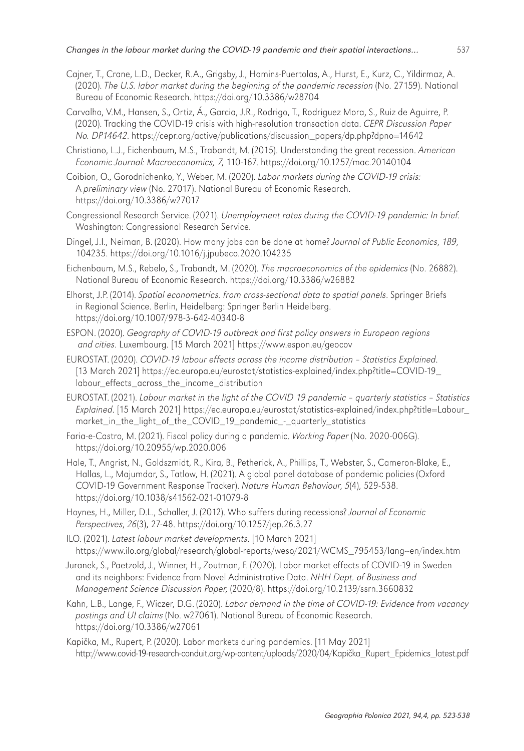Cajner, T., Crane, L.D., Decker, R.A., Grigsby, J., Hamins-Puertolas, A., Hurst, E., Kurz, C., Yildirmaz, A. (2020). *The U.S. labor market during the beginning of the pandemic recession* (No. 27159). National Bureau of Economic Research. https://doi.org/10.3386/w28704

Carvalho, V.M., Hansen, S., Ortiz, Á., Garcia, J.R., Rodrigo, T., Rodriguez Mora, S., Ruiz de Aguirre, P. (2020). Tracking the COVID-19 crisis with high-resolution transaction data. *CEPR Discussion Paper No. DP14642*. https://cepr.org/active/publications/discussion_papers/dp.php?dpno=14642

Christiano, L.J., Eichenbaum, M.S., Trabandt, M. (2015). Understanding the great recession. *American Economic Journal: Macroeconomics, 7*, 110-167. https://doi.org/10.1257/mac.20140104

Coibion, O., Gorodnichenko, Y., Weber, M. (2020). *Labor markets during the COVID-19 crisis: A preliminary view* (No. 27017). National Bureau of Economic Research. https://doi.org/10.3386/w27017

Congressional Research Service. (2021). *Unemployment rates during the COVID-19 pandemic: In brief*. Washington: Congressional Research Service.

Dingel, J.I., Neiman, B. (2020). How many jobs can be done at home? *Journal of Public Economics*, *189*, 104235. https://doi.org/10.1016/j.jpubeco.2020.104235

Eichenbaum, M.S., Rebelo, S., Trabandt, M. (2020). *The macroeconomics of the epidemics* (No. 26882). National Bureau of Economic Research. https://doi.org/10.3386/w26882

Elhorst, J.P. (2014). *Spatial econometrics. from cross-sectional data to spatial panels*. Springer Briefs in Regional Science. Berlin, Heidelberg: Springer Berlin Heidelberg. https://doi.org/10.1007/978-3-642-40340-8

ESPON. (2020). *Geography of COVID-19 outbreak and first policy answers in European regions and cities*. Luxembourg. [15 March 2021] https://www.espon.eu/geocov

EUROSTAT. (2020). *COVID-19 labour effects across the income distribution – Statistics Explained*. [13 March 2021] https://ec.europa.eu/eurostat/statistics-explained/index.php?title=COVID-19_labour_effects_across_the_income_distribution

EUROSTAT. (2021). *Labour market in the light of the COVID 19 pandemic – quarterly statistics – Statistics Explained*. [15 March 2021] https://ec.europa.eu/eurostat/statistics-explained/index.php?title=Labour_market_in_the_light_of_the_COVID_19_pandemic_-_quarterly_statistics

Faria-e-Castro, M. (2021). Fiscal policy during a pandemic. *Working Paper* (No. 2020-006G). https://doi.org/10.20955/wp.2020.006

Hale, T., Angrist, N., Goldszmidt, R., Kira, B., Petherick, A., Phillips, T., Webster, S., Cameron-Blake, E., Hallas, L., Majumdar, S., Tatlow, H. (2021). A global panel database of pandemic policies (Oxford COVID-19 Government Response Tracker). *Nature Human Behaviour*, *5*(4), 529-538. https://doi.org/10.1038/s41562-021-01079-8

Hoynes, H., Miller, D.L., Schaller, J. (2012). Who suffers during recessions? *Journal of Economic Perspectives*, *26*(3), 27-48. https://doi.org/10.1257/jep.26.3.27

ILO. (2021). *Latest labour market developments*. [10 March 2021] https://www.ilo.org/global/research/global-reports/weso/2021/WCMS_795453/lang--en/index.htm

Juranek, S., Paetzold, J., Winner, H., Zoutman, F. (2020). Labor market effects of COVID-19 in Sweden and its neighbors: Evidence from Novel Administrative Data. *NHH Dept. of Business and Management Science Discussion Paper,* (2020/8). https://doi.org/10.2139/ssrn.3660832

Kahn, L.B., Lange, F., Wiczer, D.G. (2020). *Labor demand in the time of COVID-19: Evidence from vacancy postings and UI claims* (No. w27061). National Bureau of Economic Research. https://doi.org/10.3386/w27061

Kapička, M., Rupert, P. (2020). Labor markets during pandemics. [11 May 2021] http://www.covid-19-research-conduit.org/wp-content/uploads/2020/04/Kapička_Rupert_Epidemics_latest.pdf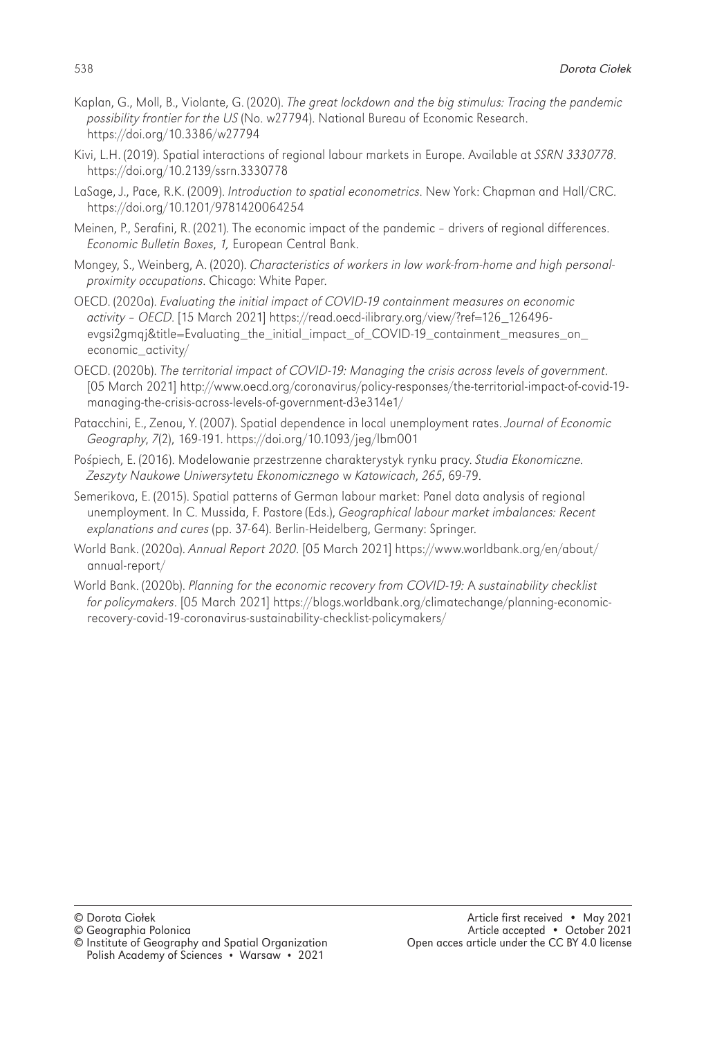Kaplan, G., Moll, B., Violante, G. (2020). *The great lockdown and the big stimulus: Tracing the pandemic possibility frontier for the US* (No. w27794). National Bureau of Economic Research. https://doi.org/10.3386/w27794

Kivi, L.H. (2019). Spatial interactions of regional labour markets in Europe. Available at *SSRN 3330778*. https://doi.org/10.2139/ssrn.3330778

LaSage, J., Pace, R.K. (2009). *Introduction to spatial econometrics*. New York: Chapman and Hall/CRC. https://doi.org/10.1201/9781420064254

Meinen, P., Serafini, R. (2021). The economic impact of the pandemic – drivers of regional differences. *Economic Bulletin Boxes*, *1,* European Central Bank.

Mongey, S., Weinberg, A. (2020). *Characteristics of workers in low work-from-home and high personal-proximity occupations*. Chicago: White Paper.

OECD. (2020a). *Evaluating the initial impact of COVID-19 containment measures on economic activity – OECD*. [15 March 2021] https://read.oecd-ilibrary.org/view/?ref=126_126496-evgsi2gmqj&title=Evaluating_the_initial_impact_of_COVID-19_containment_measures_on_economic_activity/

OECD. (2020b). *The territorial impact of COVID-19: Managing the crisis across levels of government*. [05 March 2021] http://www.oecd.org/coronavirus/policy-responses/the-territorial-impact-of-covid-19-managing-the-crisis-across-levels-of-government-d3e314e1/

Patacchini, E., Zenou, Y. (2007). Spatial dependence in local unemployment rates. *Journal of Economic Geography*, *7*(2), 169-191. https://doi.org/10.1093/jeg/lbm001

Pośpiech, E. (2016). Modelowanie przestrzenne charakterystyk rynku pracy. *Studia Ekonomiczne. Zeszyty Naukowe Uniwersytetu Ekonomicznego* w *Katowicach*, *265*, 69-79.

Semerikova, E. (2015). Spatial patterns of German labour market: Panel data analysis of regional unemployment. In C. Mussida, F. Pastore (Eds.), *Geographical labour market imbalances: Recent explanations and cures* (pp. 37-64). Berlin-Heidelberg, Germany: Springer.

World Bank. (2020a). *Annual Report 2020*. [05 March 2021] https://www.worldbank.org/en/about/annual-report/

World Bank. (2020b). *Planning for the economic recovery from COVID-19:* A *sustainability checklist for policymakers*. [05 March 2021] https://blogs.worldbank.org/climatechange/planning-economic-recovery-covid-19-coronavirus-sustainability-checklist-policymakers/

© Dorota Ciołek
© Geographia Polonica
© Institute of Geography and Spatial Organization Polish Academy of Sciences • Warsaw • 2021

Article first received • May 2021
Article accepted • October 2021
Open acces article under the CC BY 4.0 license